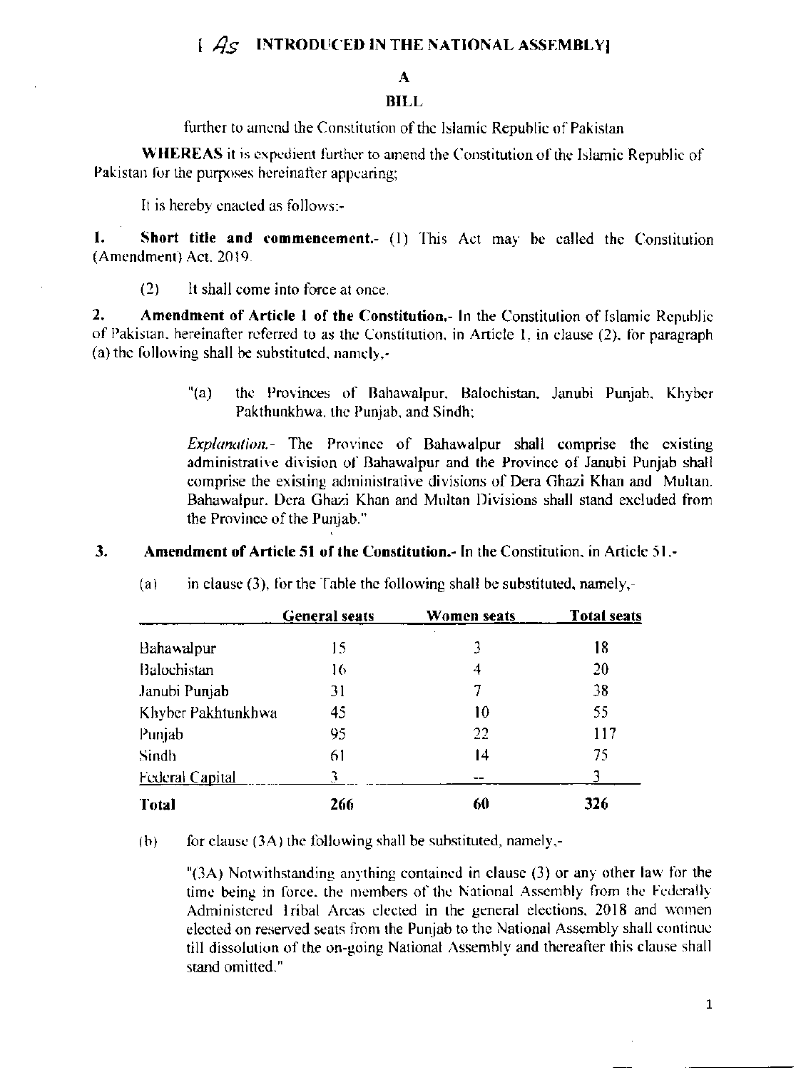[ *As* INTRODUCED IN THE NATIONAL ASSEMBLY]

# A
# BILL

further to amend the Constitution of the Islamic Republic of Pakistan

**WHEREAS** it is expedient further to amend the Constitution of the Islamic Republic of Pakistan for the purposes hereinafter appearing;

It is hereby enacted as follows:-

**1. Short title and commencement.-** (1) This Act may be called the Constitution (Amendment) Act, 2019.

(2) It shall come into force at once.

**2. Amendment of Article 1 of the Constitution.-** In the Constitution of Islamic Republic of Pakistan, hereinafter referred to as the Constitution, in Article 1, in clause (2), for paragraph (a) the following shall be substituted, namely,-

> "(a) the Provinces of Bahawalpur, Balochistan, Janubi Punjab, Khyber Pakthunkhwa, the Punjab, and Sindh;
>
> *Explanation.-* The Province of Bahawalpur shall comprise the existing administrative division of Bahawalpur and the Province of Janubi Punjab shall comprise the existing administrative divisions of Dera Ghazi Khan and Multan. Bahawalpur, Dera Ghazi Khan and Multan Divisions shall stand excluded from the Province of the Punjab."

**3. Amendment of Article 51 of the Constitution.-** In the Constitution, in Article 51,-

(a) in clause (3), for the Table the following shall be substituted, namely,-

| | General seats | Women seats | Total seats |
|---|---|---|---|
| Bahawalpur | 15 | 3 | 18 |
| Balochistan | 16 | 4 | 20 |
| Janubi Punjab | 31 | 7 | 38 |
| Khyber Pakhtunkhwa | 45 | 10 | 55 |
| Punjab | 95 | 22 | 117 |
| Sindh | 61 | 14 | 75 |
| Federal Capital | 3 | -- | 3 |
| **Total** | **266** | **60** | **326** |

(b) for clause (3A) the following shall be substituted, namely,-

> "(3A) Notwithstanding anything contained in clause (3) or any other law for the time being in force, the members of the National Assembly from the Federally Administered Tribal Areas elected in the general elections, 2018 and women elected on reserved seats from the Punjab to the National Assembly shall continue till dissolution of the on-going National Assembly and thereafter this clause shall stand omitted."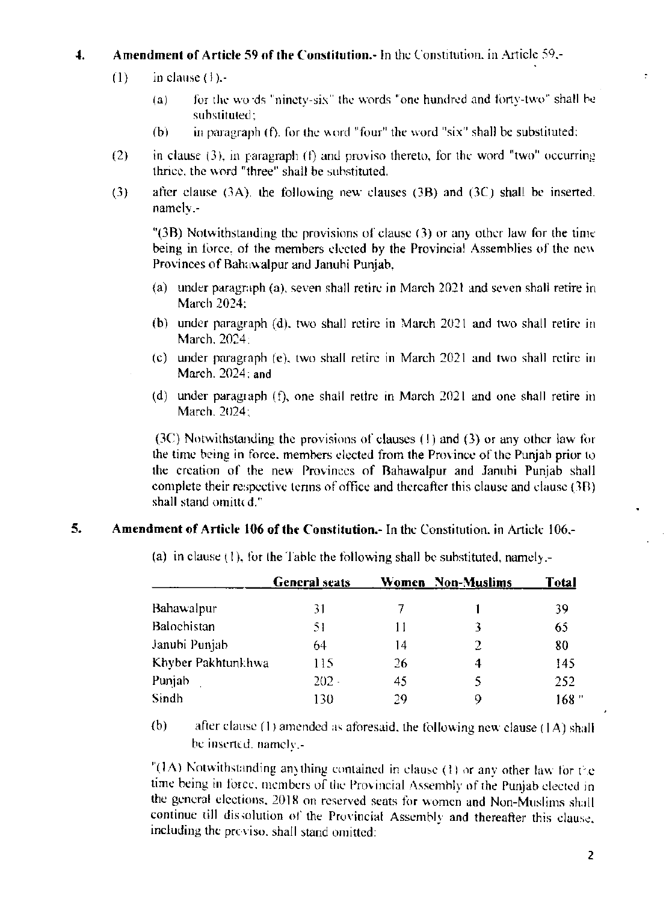**4. Amendment of Article 59 of the Constitution.-** In the Constitution, in Article 59,-

(1) in clause (1),-

(a) for the words "ninety-six" the words "one hundred and forty-two" shall be substituted;

(b) in paragraph (f), for the word "four" the word "six" shall be substituted;

(2) in clause (3), in paragraph (f) and proviso thereto, for the word "two" occurring thrice, the word "three" shall be substituted.

(3) after clause (3A), the following new clauses (3B) and (3C) shall be inserted, namely,-

"(3B) Notwithstanding the provisions of clause (3) or any other law for the time being in force, of the members elected by the Provincial Assemblies of the new Provinces of Bahawalpur and Janubi Punjab,

(a) under paragraph (a), seven shall retire in March 2021 and seven shall retire in March 2024;

(b) under paragraph (d), two shall retire in March 2021 and two shall retire in March, 2024;

(c) under paragraph (e), two shall retire in March 2021 and two shall retire in March, 2024; and

(d) under paragraph (f), one shall retire in March 2021 and one shall retire in March, 2024;

(3C) Notwithstanding the provisions of clauses (1) and (3) or any other law for the time being in force, members elected from the Province of the Punjab prior to the creation of the new Provinces of Bahawalpur and Janubi Punjab shall complete their respective terms of office and thereafter this clause and clause (3B) shall stand omitted."

**5. Amendment of Article 106 of the Constitution.-** In the Constitution, in Article 106,-

(a) in clause (1), for the Table the following shall be substituted, namely,-

| | General seats | Women | Non-Muslims | Total |
|---|---|---|---|---|
| Bahawalpur | 31 | 7 | 1 | 39 |
| Balochistan | 51 | 11 | 3 | 65 |
| Janubi Punjab | 64 | 14 | 2 | 80 |
| Khyber Pakhtunkhwa | 115 | 26 | 4 | 145 |
| Punjab | 202 | 45 | 5 | 252 |
| Sindh | 130 | 29 | 9 | 168 " |

(b) after clause (1) amended as aforesaid, the following new clause (1A) shall be inserted, namely,-

"(1A) Notwithstanding anything contained in clause (1) or any other law for the time being in force, members of the Provincial Assembly of the Punjab elected in the general elections, 2018 on reserved seats for women and Non-Muslims shall continue till dissolution of the Provincial Assembly and thereafter this clause, including the proviso, shall stand omitted: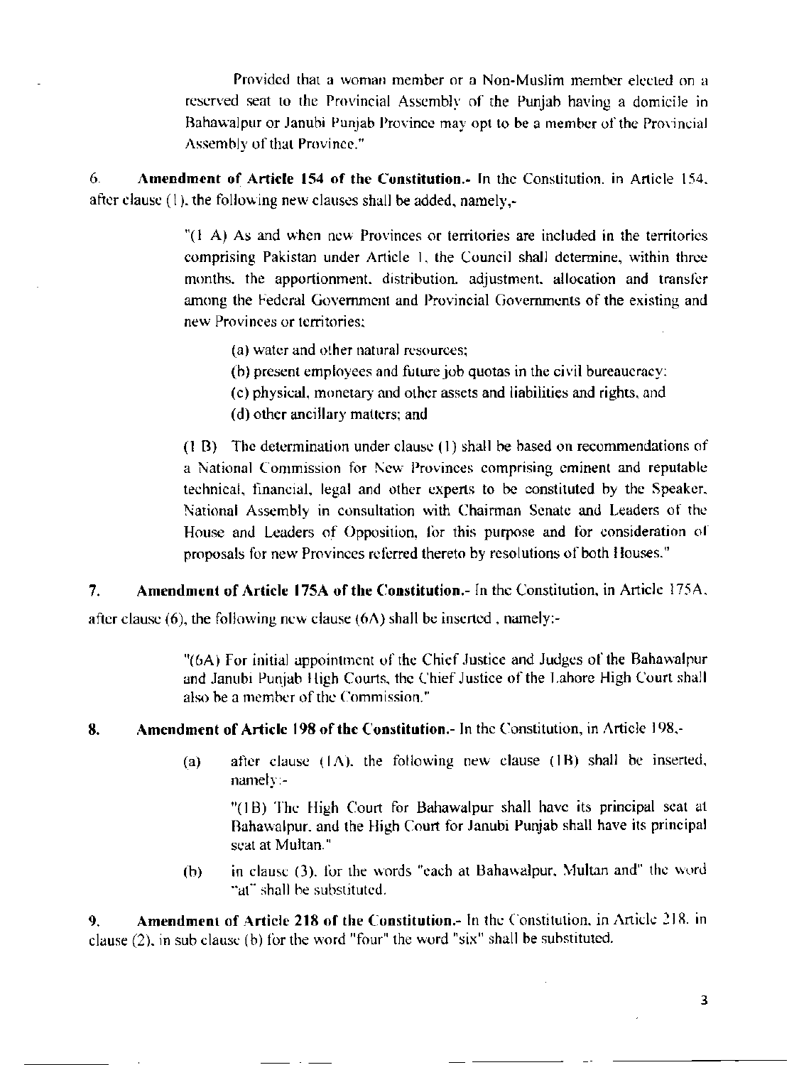Provided that a woman member or a Non-Muslim member elected on a reserved seat to the Provincial Assembly of the Punjab having a domicile in Bahawalpur or Janubi Punjab Province may opt to be a member of the Provincial Assembly of that Province."

6. **Amendment of Article 154 of the Constitution.-** In the Constitution, in Article 154, after clause (1), the following new clauses shall be added, namely,-

> "(1 A) As and when new Provinces or territories are included in the territories comprising Pakistan under Article 1, the Council shall determine, within three months, the apportionment, distribution, adjustment, allocation and transfer among the Federal Government and Provincial Governments of the existing and new Provinces or territories:
>
> (a) water and other natural resources;
>
> (b) present employees and future job quotas in the civil bureaucracy;
>
> (c) physical, monetary and other assets and liabilities and rights, and
>
> (d) other ancillary matters; and
>
> (1 B) The determination under clause (1) shall be based on recommendations of a National Commission for New Provinces comprising eminent and reputable technical, financial, legal and other experts to be constituted by the Speaker, National Assembly in consultation with Chairman Senate and Leaders of the House and Leaders of Opposition, for this purpose and for consideration of proposals for new Provinces referred thereto by resolutions of both Houses."

7. **Amendment of Article 175A of the Constitution.-** In the Constitution, in Article 175A, after clause (6), the following new clause (6A) shall be inserted , namely:-

> "(6A) For initial appointment of the Chief Justice and Judges of the Bahawalpur and Janubi Punjab High Courts, the Chief Justice of the Lahore High Court shall also be a member of the Commission."

8. **Amendment of Article 198 of the Constitution.-** In the Constitution, in Article 198,-

(a) after clause (1A), the following new clause (1B) shall be inserted, namely:-

> "(1B) The High Court for Bahawalpur shall have its principal seat at Bahawalpur, and the High Court for Janubi Punjab shall have its principal seat at Multan."

(b) in clause (3), for the words "each at Bahawalpur, Multan and" the word "at" shall be substituted.

9. **Amendment of Article 218 of the Constitution.-** In the Constitution, in Article 218, in clause (2), in sub clause (b) for the word "four" the word "six" shall be substituted.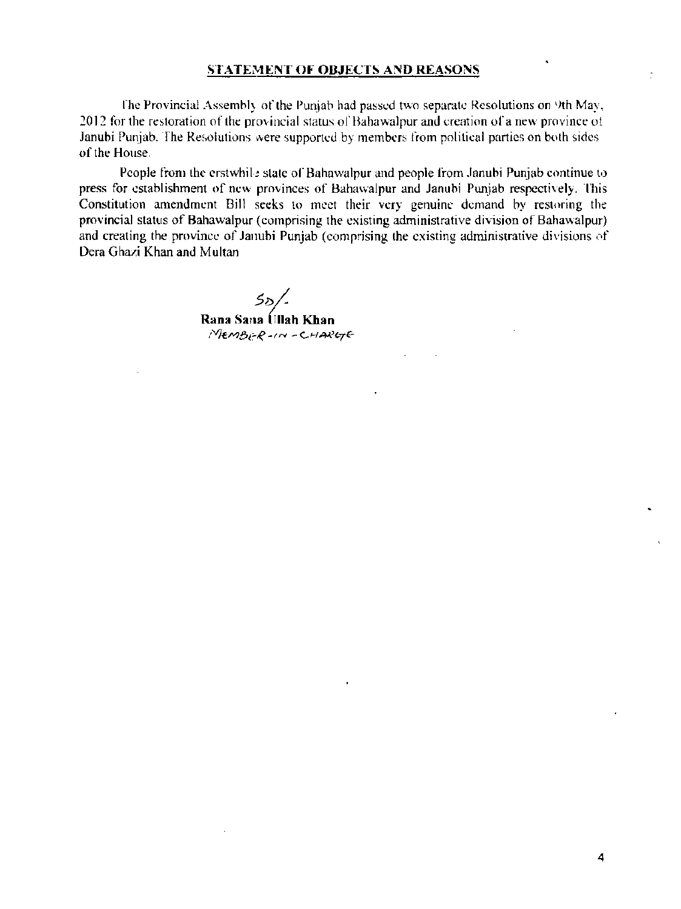## STATEMENT OF OBJECTS AND REASONS

The Provincial Assembly of the Punjab had passed two separate Resolutions on 9th May, 2012 for the restoration of the provincial status of Bahawalpur and creation of a new province of Janubi Punjab. The Resolutions were supported by members from political parties on both sides of the House.

People from the erstwhile state of Bahawalpur and people from Janubi Punjab continue to press for establishment of new provinces of Bahawalpur and Janubi Punjab respectively. This Constitution amendment Bill seeks to meet their very genuine demand by restoring the provincial status of Bahawalpur (comprising the existing administrative division of Bahawalpur) and creating the province of Janubi Punjab (comprising the existing administrative divisions of Dera Ghazi Khan and Multan

SD/-

**Rana Sana Ullah Khan**

MEMBER-IN-CHARGE